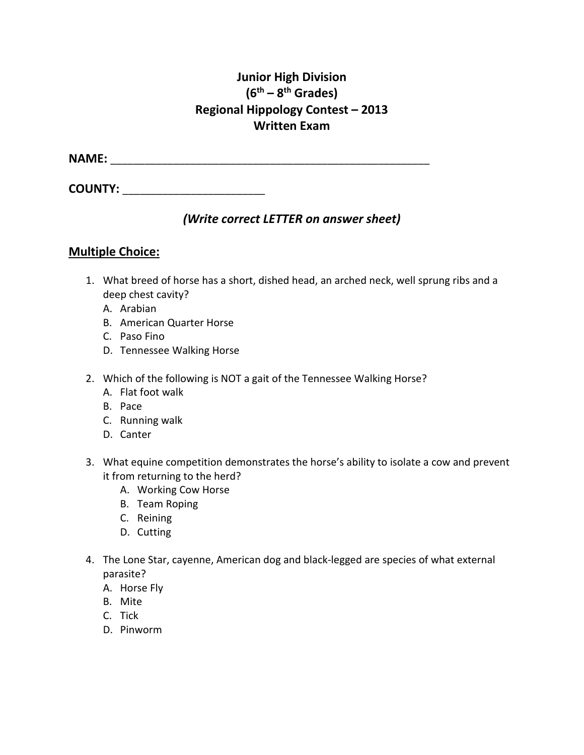# Junior High Division
# (6th – 8th Grades)
# Regional Hippology Contest – 2013
# Written Exam

**NAME:** ______________________________________________

**COUNTY:** ____________________

***(Write correct LETTER on answer sheet)***

## Multiple Choice:

1. What breed of horse has a short, dished head, an arched neck, well sprung ribs and a deep chest cavity?
   A. Arabian
   B. American Quarter Horse
   C. Paso Fino
   D. Tennessee Walking Horse

2. Which of the following is NOT a gait of the Tennessee Walking Horse?
   A. Flat foot walk
   B. Pace
   C. Running walk
   D. Canter

3. What equine competition demonstrates the horse's ability to isolate a cow and prevent it from returning to the herd?
   A. Working Cow Horse
   B. Team Roping
   C. Reining
   D. Cutting

4. The Lone Star, cayenne, American dog and black-legged are species of what external parasite?
   A. Horse Fly
   B. Mite
   C. Tick
   D. Pinworm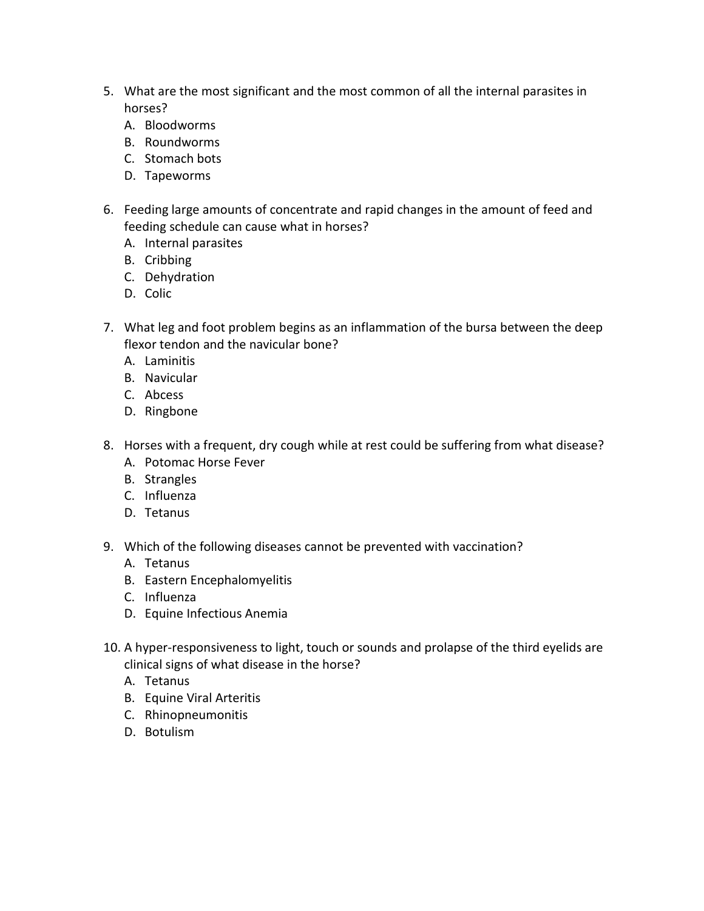5. What are the most significant and the most common of all the internal parasites in horses?
    A. Bloodworms
    B. Roundworms
    C. Stomach bots
    D. Tapeworms

6. Feeding large amounts of concentrate and rapid changes in the amount of feed and feeding schedule can cause what in horses?
    A. Internal parasites
    B. Cribbing
    C. Dehydration
    D. Colic

7. What leg and foot problem begins as an inflammation of the bursa between the deep flexor tendon and the navicular bone?
    A. Laminitis
    B. Navicular
    C. Abcess
    D. Ringbone

8. Horses with a frequent, dry cough while at rest could be suffering from what disease?
    A. Potomac Horse Fever
    B. Strangles
    C. Influenza
    D. Tetanus

9. Which of the following diseases cannot be prevented with vaccination?
    A. Tetanus
    B. Eastern Encephalomyelitis
    C. Influenza
    D. Equine Infectious Anemia

10. A hyper-responsiveness to light, touch or sounds and prolapse of the third eyelids are clinical signs of what disease in the horse?
    A. Tetanus
    B. Equine Viral Arteritis
    C. Rhinopneumonitis
    D. Botulism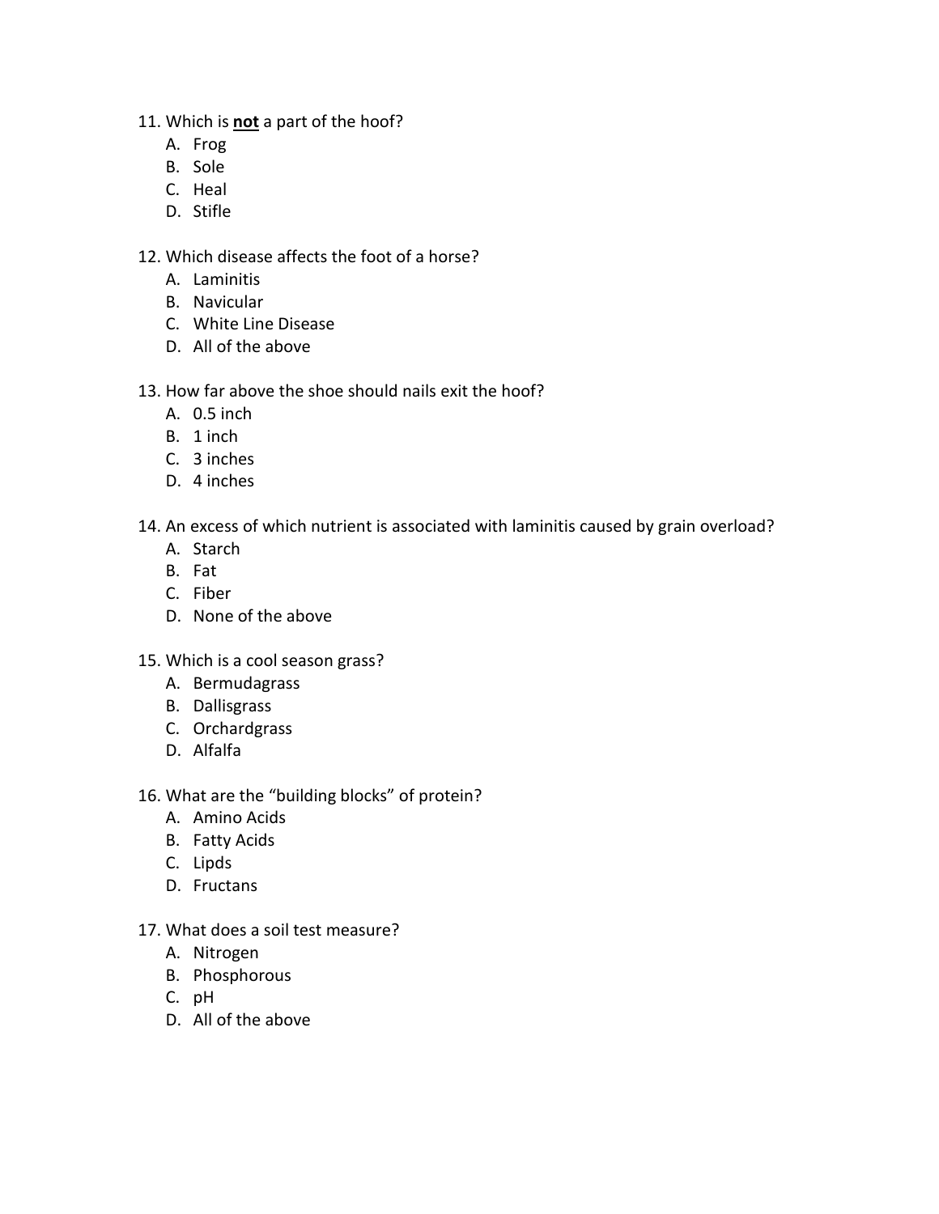11. Which is **not** a part of the hoof?
    A. Frog
    B. Sole
    C. Heal
    D. Stifle

12. Which disease affects the foot of a horse?
    A. Laminitis
    B. Navicular
    C. White Line Disease
    D. All of the above

13. How far above the shoe should nails exit the hoof?
    A. 0.5 inch
    B. 1 inch
    C. 3 inches
    D. 4 inches

14. An excess of which nutrient is associated with laminitis caused by grain overload?
    A. Starch
    B. Fat
    C. Fiber
    D. None of the above

15. Which is a cool season grass?
    A. Bermudagrass
    B. Dallisgrass
    C. Orchardgrass
    D. Alfalfa

16. What are the "building blocks" of protein?
    A. Amino Acids
    B. Fatty Acids
    C. Lipds
    D. Fructans

17. What does a soil test measure?
    A. Nitrogen
    B. Phosphorous
    C. pH
    D. All of the above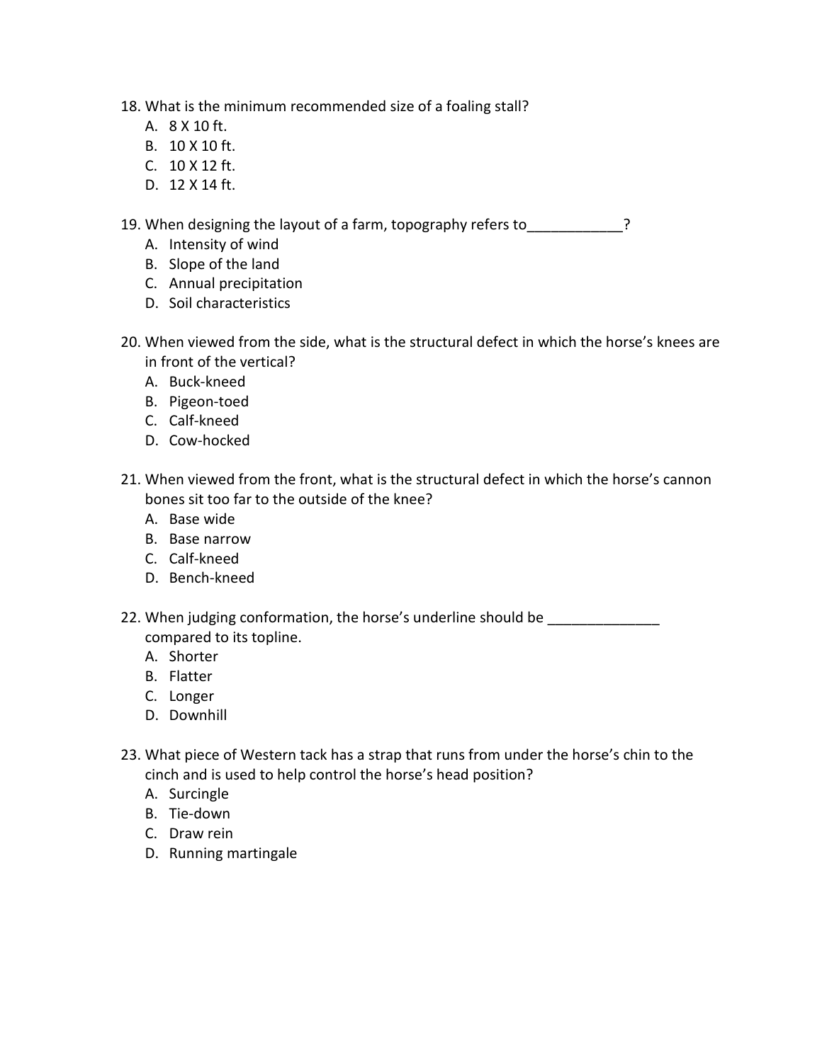18. What is the minimum recommended size of a foaling stall?
    A. 8 X 10 ft.
    B. 10 X 10 ft.
    C. 10 X 12 ft.
    D. 12 X 14 ft.

19. When designing the layout of a farm, topography refers to____________?
    A. Intensity of wind
    B. Slope of the land
    C. Annual precipitation
    D. Soil characteristics

20. When viewed from the side, what is the structural defect in which the horse's knees are in front of the vertical?
    A. Buck-kneed
    B. Pigeon-toed
    C. Calf-kneed
    D. Cow-hocked

21. When viewed from the front, what is the structural defect in which the horse's cannon bones sit too far to the outside of the knee?
    A. Base wide
    B. Base narrow
    C. Calf-kneed
    D. Bench-kneed

22. When judging conformation, the horse's underline should be ______________ compared to its topline.
    A. Shorter
    B. Flatter
    C. Longer
    D. Downhill

23. What piece of Western tack has a strap that runs from under the horse's chin to the cinch and is used to help control the horse's head position?
    A. Surcingle
    B. Tie-down
    C. Draw rein
    D. Running martingale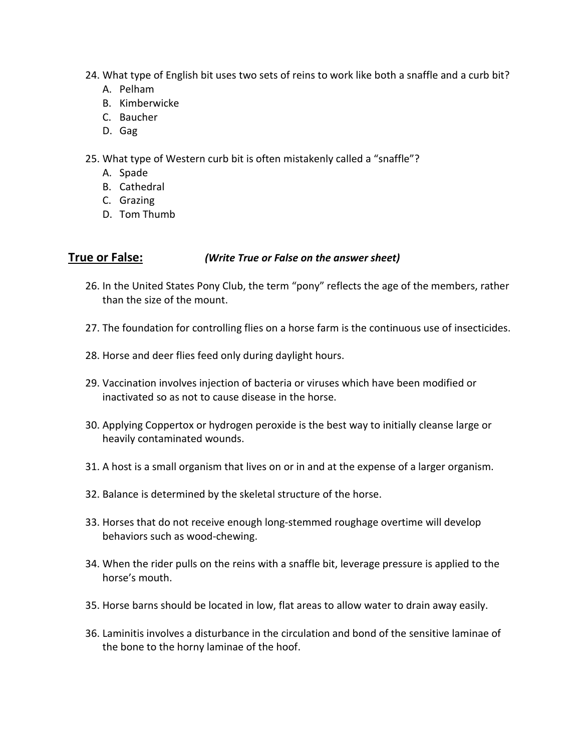24. What type of English bit uses two sets of reins to work like both a snaffle and a curb bit?
    A. Pelham
    B. Kimberwicke
    C. Baucher
    D. Gag

25. What type of Western curb bit is often mistakenly called a "snaffle"?
    A. Spade
    B. Cathedral
    C. Grazing
    D. Tom Thumb

## True or False: *(Write True or False on the answer sheet)*

26. In the United States Pony Club, the term "pony" reflects the age of the members, rather than the size of the mount.

27. The foundation for controlling flies on a horse farm is the continuous use of insecticides.

28. Horse and deer flies feed only during daylight hours.

29. Vaccination involves injection of bacteria or viruses which have been modified or inactivated so as not to cause disease in the horse.

30. Applying Coppertox or hydrogen peroxide is the best way to initially cleanse large or heavily contaminated wounds.

31. A host is a small organism that lives on or in and at the expense of a larger organism.

32. Balance is determined by the skeletal structure of the horse.

33. Horses that do not receive enough long-stemmed roughage overtime will develop behaviors such as wood-chewing.

34. When the rider pulls on the reins with a snaffle bit, leverage pressure is applied to the horse's mouth.

35. Horse barns should be located in low, flat areas to allow water to drain away easily.

36. Laminitis involves a disturbance in the circulation and bond of the sensitive laminae of the bone to the horny laminae of the hoof.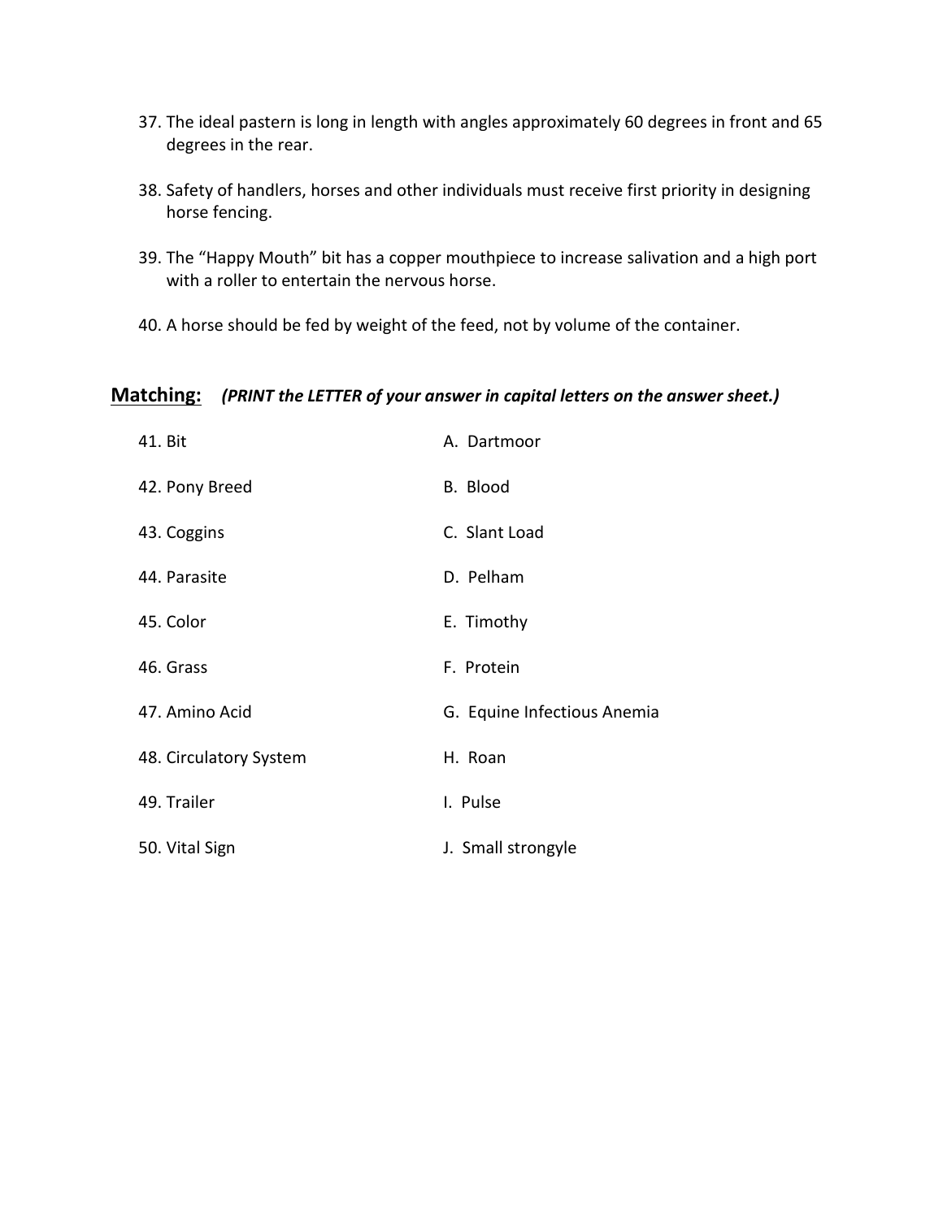37. The ideal pastern is long in length with angles approximately 60 degrees in front and 65 degrees in the rear.

38. Safety of handlers, horses and other individuals must receive first priority in designing horse fencing.

39. The "Happy Mouth" bit has a copper mouthpiece to increase salivation and a high port with a roller to entertain the nervous horse.

40. A horse should be fed by weight of the feed, not by volume of the container.

## **Matching:** ***(PRINT the LETTER of your answer in capital letters on the answer sheet.)***

| | |
|---|---|
| 41. Bit | A. Dartmoor |
| 42. Pony Breed | B. Blood |
| 43. Coggins | C. Slant Load |
| 44. Parasite | D. Pelham |
| 45. Color | E. Timothy |
| 46. Grass | F. Protein |
| 47. Amino Acid | G. Equine Infectious Anemia |
| 48. Circulatory System | H. Roan |
| 49. Trailer | I. Pulse |
| 50. Vital Sign | J. Small strongyle |